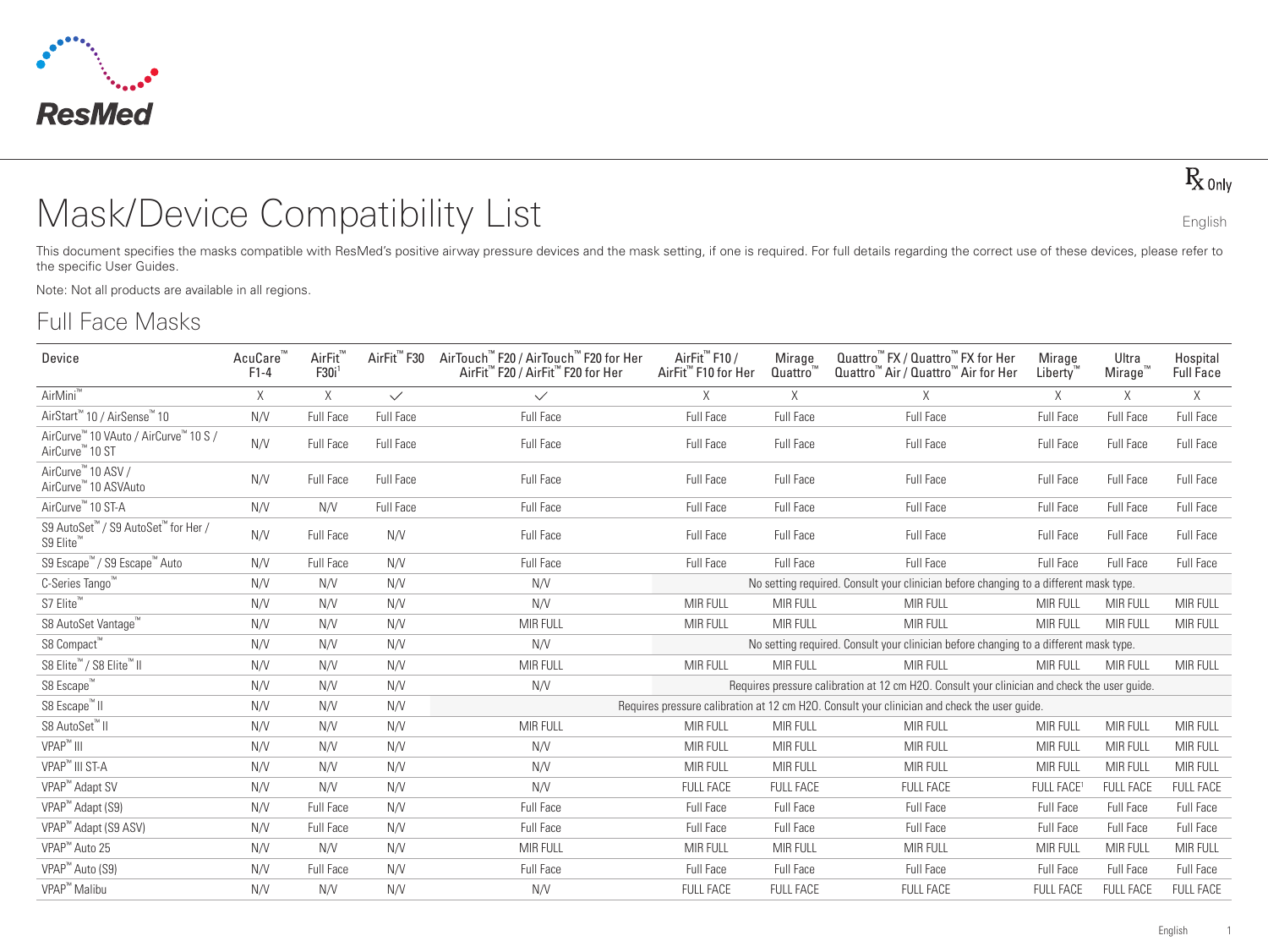ResMed

℞ Only

English

# Mask/Device Compatibility List

This document specifies the masks compatible with ResMed's positive airway pressure devices and the mask setting, if one is required. For full details regarding the correct use of these devices, please refer to the specific User Guides.

Note: Not all products are available in all regions.

## Full Face Masks

| Device | AcuCare™ F1-4 | AirFit™ F30i[1] | AirFit™ F30 | AirTouch™ F20 / AirTouch™ F20 for Her AirFit™ F20 / AirFit™ F20 for Her | AirFit™ F10 / AirFit™ F10 for Her | Mirage Quattro™ | Quattro™ FX / Quattro™ FX for Her Quattro™ Air / Quattro™ Air for Her | Mirage Liberty™ | Ultra Mirage™ | Hospital Full Face |
|---|---|---|---|---|---|---|---|---|---|---|
| AirMini™ | X | X | ✓ | ✓ | X | X | X | X | X | X |
| AirStart™ 10 / AirSense™ 10 | N/V | Full Face | Full Face | Full Face | Full Face | Full Face | Full Face | Full Face | Full Face | Full Face |
| AirCurve™ 10 VAuto / AirCurve™ 10 S / AirCurve™ 10 ST | N/V | Full Face | Full Face | Full Face | Full Face | Full Face | Full Face | Full Face | Full Face | Full Face |
| AirCurve™ 10 ASV / AirCurve™ 10 ASVAuto | N/V | Full Face | Full Face | Full Face | Full Face | Full Face | Full Face | Full Face | Full Face | Full Face |
| AirCurve™ 10 ST-A | N/V | N/V | Full Face | Full Face | Full Face | Full Face | Full Face | Full Face | Full Face | Full Face |
| S9 AutoSet™ / S9 AutoSet™ for Her / S9 Elite™ | N/V | Full Face | N/V | Full Face | Full Face | Full Face | Full Face | Full Face | Full Face | Full Face |
| S9 Escape™ / S9 Escape™ Auto | N/V | Full Face | N/V | Full Face | Full Face | Full Face | Full Face | Full Face | Full Face | Full Face |
| C-Series Tango™ | N/V | N/V | N/V | N/V | No setting required. Consult your clinician before changing to a different mask type. | | | | | |
| S7 Elite™ | N/V | N/V | N/V | N/V | MIR FULL | MIR FULL | MIR FULL | MIR FULL | MIR FULL | MIR FULL |
| S8 AutoSet Vantage™ | N/V | N/V | N/V | MIR FULL | MIR FULL | MIR FULL | MIR FULL | MIR FULL | MIR FULL | MIR FULL |
| S8 Compact™ | N/V | N/V | N/V | N/V | No setting required. Consult your clinician before changing to a different mask type. | | | | | |
| S8 Elite™ / S8 Elite™ II | N/V | N/V | N/V | MIR FULL | MIR FULL | MIR FULL | MIR FULL | MIR FULL | MIR FULL | MIR FULL |
| S8 Escape™ | N/V | N/V | N/V | N/V | Requires pressure calibration at 12 cm H2O. Consult your clinician and check the user guide. | | | | | |
| S8 Escape™ II | N/V | N/V | N/V | Requires pressure calibration at 12 cm H2O. Consult your clinician and check the user guide. | | | | | | |
| S8 AutoSet™ II | N/V | N/V | N/V | MIR FULL | MIR FULL | MIR FULL | MIR FULL | MIR FULL | MIR FULL | MIR FULL |
| VPAP™ III | N/V | N/V | N/V | N/V | MIR FULL | MIR FULL | MIR FULL | MIR FULL | MIR FULL | MIR FULL |
| VPAP™ III ST-A | N/V | N/V | N/V | N/V | MIR FULL | MIR FULL | MIR FULL | MIR FULL | MIR FULL | MIR FULL |
| VPAP™ Adapt SV | N/V | N/V | N/V | N/V | FULL FACE | FULL FACE | FULL FACE | FULL FACE[1] | FULL FACE | FULL FACE |
| VPAP™ Adapt (S9) | N/V | Full Face | N/V | Full Face | Full Face | Full Face | Full Face | Full Face | Full Face | Full Face |
| VPAP™ Adapt (S9 ASV) | N/V | Full Face | N/V | Full Face | Full Face | Full Face | Full Face | Full Face | Full Face | Full Face |
| VPAP™ Auto 25 | N/V | N/V | N/V | MIR FULL | MIR FULL | MIR FULL | MIR FULL | MIR FULL | MIR FULL | MIR FULL |
| VPAP™ Auto (S9) | N/V | Full Face | N/V | Full Face | Full Face | Full Face | Full Face | Full Face | Full Face | Full Face |
| VPAP™ Malibu | N/V | N/V | N/V | N/V | FULL FACE | FULL FACE | FULL FACE | FULL FACE | FULL FACE | FULL FACE |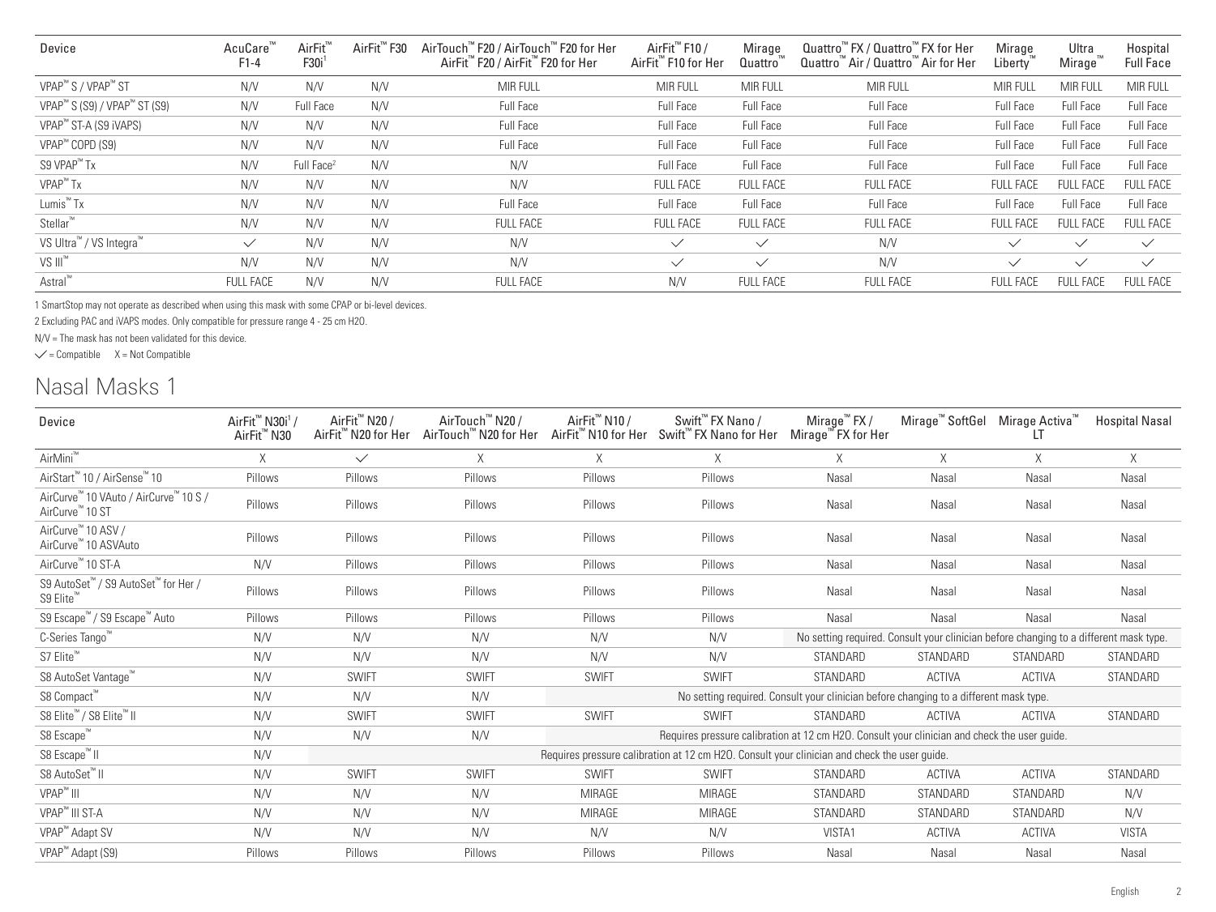| Device | AcuCare™ F1-4 | AirFit™ F30i[1] | AirFit™ F30 | AirTouch™ F20 / AirTouch™ F20 for Her AirFit™ F20 / AirFit™ F20 for Her | AirFit™ F10 / AirFit™ F10 for Her | Mirage Quattro™ | Quattro™ FX / Quattro™ FX for Her Quattro™ Air / Quattro™ Air for Her | Mirage Liberty™ | Ultra Mirage™ | Hospital Full Face |
|---|---|---|---|---|---|---|---|---|---|---|
| VPAP™ S / VPAP™ ST | N/V | N/V | N/V | MIR FULL | MIR FULL | MIR FULL | MIR FULL | MIR FULL | MIR FULL | MIR FULL |
| VPAP™ S (S9) / VPAP™ ST (S9) | N/V | Full Face | N/V | Full Face | Full Face | Full Face | Full Face | Full Face | Full Face | Full Face |
| VPAP™ ST-A (S9 iVAPS) | N/V | N/V | N/V | Full Face | Full Face | Full Face | Full Face | Full Face | Full Face | Full Face |
| VPAP™ COPD (S9) | N/V | N/V | N/V | Full Face | Full Face | Full Face | Full Face | Full Face | Full Face | Full Face |
| S9 VPAP™ Tx | N/V | Full Face[2] | N/V | N/V | Full Face | Full Face | Full Face | Full Face | Full Face | Full Face |
| VPAP™ Tx | N/V | N/V | N/V | N/V | FULL FACE | FULL FACE | FULL FACE | FULL FACE | FULL FACE | FULL FACE |
| Lumis™ Tx | N/V | N/V | N/V | Full Face | Full Face | Full Face | Full Face | Full Face | Full Face | Full Face |
| Stellar™ | N/V | N/V | N/V | FULL FACE | FULL FACE | FULL FACE | FULL FACE | FULL FACE | FULL FACE | FULL FACE |
| VS Ultra™ / VS Integra™ | ✓ | N/V | N/V | N/V | ✓ | ✓ | N/V | ✓ | ✓ | ✓ |
| VS III™ | N/V | N/V | N/V | N/V | ✓ | ✓ | N/V | ✓ | ✓ | ✓ |
| Astral™ | FULL FACE | N/V | N/V | FULL FACE | N/V | FULL FACE | FULL FACE | FULL FACE | FULL FACE | FULL FACE |

1 SmartStop may not operate as described when using this mask with some CPAP or bi-level devices.

2 Excluding PAC and iVAPS modes. Only compatible for pressure range 4 - 25 cm H2O.

N/V = The mask has not been validated for this device.

✓ = Compatible X = Not Compatible

# Nasal Masks 1

| Device | AirFit™ N30i[1] / AirFit™ N30 | AirFit™ N20 / AirFit™ N20 for Her | AirTouch™ N20 / AirTouch™ N20 for Her | AirFit™ N10 / AirFit™ N10 for Her | Swift™ FX Nano / Swift™ FX Nano for Her | Mirage™ FX / Mirage™ FX for Her | Mirage™ SoftGel | Mirage Activa™ LT | Hospital Nasal |
|---|---|---|---|---|---|---|---|---|---|
| AirMini™ | X | ✓ | X | X | X | X | X | X | X |
| AirStart™ 10 / AirSense™ 10 | Pillows | Pillows | Pillows | Pillows | Pillows | Nasal | Nasal | Nasal | Nasal |
| AirCurve™ 10 VAuto / AirCurve™ 10 S / AirCurve™ 10 ST | Pillows | Pillows | Pillows | Pillows | Pillows | Nasal | Nasal | Nasal | Nasal |
| AirCurve™ 10 ASV / AirCurve™ 10 ASVAuto | Pillows | Pillows | Pillows | Pillows | Pillows | Nasal | Nasal | Nasal | Nasal |
| AirCurve™ 10 ST-A | N/V | Pillows | Pillows | Pillows | Pillows | Nasal | Nasal | Nasal | Nasal |
| S9 AutoSet™ / S9 AutoSet™ for Her / S9 Elite™ | Pillows | Pillows | Pillows | Pillows | Pillows | Nasal | Nasal | Nasal | Nasal |
| S9 Escape™ / S9 Escape™ Auto | Pillows | Pillows | Pillows | Pillows | Pillows | Nasal | Nasal | Nasal | Nasal |
| C-Series Tango™ | N/V | N/V | N/V | N/V | N/V | No setting required. Consult your clinician before changing to a different mask type. | | | |
| S7 Elite™ | N/V | N/V | N/V | N/V | N/V | STANDARD | STANDARD | STANDARD | STANDARD |
| S8 AutoSet Vantage™ | N/V | SWIFT | SWIFT | SWIFT | SWIFT | STANDARD | ACTIVA | ACTIVA | STANDARD |
| S8 Compact™ | N/V | N/V | N/V | No setting required. Consult your clinician before changing to a different mask type. | | | | | |
| S8 Elite™ / S8 Elite™ II | N/V | SWIFT | SWIFT | SWIFT | SWIFT | STANDARD | ACTIVA | ACTIVA | STANDARD |
| S8 Escape™ | N/V | N/V | N/V | Requires pressure calibration at 12 cm H2O. Consult your clinician and check the user guide. | | | | | |
| S8 Escape™ II | N/V | Requires pressure calibration at 12 cm H2O. Consult your clinician and check the user guide. | | | | | | | |
| S8 AutoSet™ II | N/V | SWIFT | SWIFT | SWIFT | SWIFT | STANDARD | ACTIVA | ACTIVA | STANDARD |
| VPAP™ III | N/V | N/V | N/V | MIRAGE | MIRAGE | STANDARD | STANDARD | STANDARD | N/V |
| VPAP™ III ST-A | N/V | N/V | N/V | MIRAGE | MIRAGE | STANDARD | STANDARD | STANDARD | N/V |
| VPAP™ Adapt SV | N/V | N/V | N/V | N/V | N/V | VISTA1 | ACTIVA | ACTIVA | VISTA |
| VPAP™ Adapt (S9) | Pillows | Pillows | Pillows | Pillows | Pillows | Nasal | Nasal | Nasal | Nasal |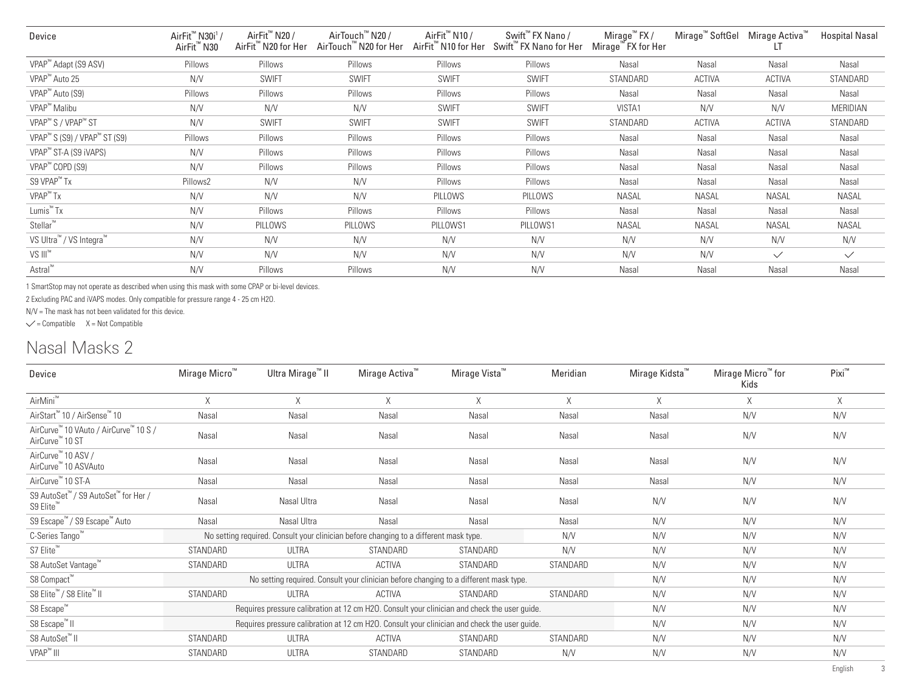| Device | AirFit™ N30i[1] / AirFit™ N30 | AirFit™ N20 / AirFit™ N20 for Her | AirTouch™ N20 / AirTouch™ N20 for Her | AirFit™ N10 / AirFit™ N10 for Her | Swift™ FX Nano / Swift™ FX Nano for Her | Mirage™ FX / Mirage™ FX for Her | Mirage™ SoftGel | Mirage Activa™ LT | Hospital Nasal |
|---|---|---|---|---|---|---|---|---|---|
| VPAP™ Adapt (S9 ASV) | Pillows | Pillows | Pillows | Pillows | Pillows | Nasal | Nasal | Nasal | Nasal |
| VPAP™ Auto 25 | N/V | SWIFT | SWIFT | SWIFT | SWIFT | STANDARD | ACTIVA | ACTIVA | STANDARD |
| VPAP™ Auto (S9) | Pillows | Pillows | Pillows | Pillows | Pillows | Nasal | Nasal | Nasal | Nasal |
| VPAP™ Malibu | N/V | N/V | N/V | SWIFT | SWIFT | VISTA1 | N/V | N/V | MERIDIAN |
| VPAP™ S / VPAP™ ST | N/V | SWIFT | SWIFT | SWIFT | SWIFT | STANDARD | ACTIVA | ACTIVA | STANDARD |
| VPAP™ S (S9) / VPAP™ ST (S9) | Pillows | Pillows | Pillows | Pillows | Pillows | Nasal | Nasal | Nasal | Nasal |
| VPAP™ ST-A (S9 iVAPS) | N/V | Pillows | Pillows | Pillows | Pillows | Nasal | Nasal | Nasal | Nasal |
| VPAP™ COPD (S9) | N/V | Pillows | Pillows | Pillows | Pillows | Nasal | Nasal | Nasal | Nasal |
| S9 VPAP™ Tx | Pillows2 | N/V | N/V | Pillows | Pillows | Nasal | Nasal | Nasal | Nasal |
| VPAP™ Tx | N/V | N/V | N/V | PILLOWS | PILLOWS | NASAL | NASAL | NASAL | NASAL |
| Lumis™ Tx | N/V | Pillows | Pillows | Pillows | Pillows | Nasal | Nasal | Nasal | Nasal |
| Stellar™ | N/V | PILLOWS | PILLOWS | PILLOWS1 | PILLOWS1 | NASAL | NASAL | NASAL | NASAL |
| VS Ultra™ / VS Integra™ | N/V | N/V | N/V | N/V | N/V | N/V | N/V | N/V | N/V |
| VS III™ | N/V | N/V | N/V | N/V | N/V | N/V | N/V | ✓ | ✓ |
| Astral™ | N/V | Pillows | Pillows | N/V | N/V | Nasal | Nasal | Nasal | Nasal |

1 SmartStop may not operate as described when using this mask with some CPAP or bi-level devices.

2 Excluding PAC and iVAPS modes. Only compatible for pressure range 4 - 25 cm H2O.

N/V = The mask has not been validated for this device.

✓ = Compatible X = Not Compatible

# Nasal Masks 2

| Device | Mirage Micro™ | Ultra Mirage™ II | Mirage Activa™ | Mirage Vista™ | Meridian | Mirage Kidsta™ | Mirage Micro™ for Kids | Pixi™ |
|---|---|---|---|---|---|---|---|---|
| AirMini™ | X | X | X | X | X | X | X | X |
| AirStart™ 10 / AirSense™ 10 | Nasal | Nasal | Nasal | Nasal | Nasal | Nasal | N/V | N/V |
| AirCurve™ 10 VAuto / AirCurve™ 10 S / AirCurve™ 10 ST | Nasal | Nasal | Nasal | Nasal | Nasal | Nasal | N/V | N/V |
| AirCurve™ 10 ASV / AirCurve™ 10 ASVAuto | Nasal | Nasal | Nasal | Nasal | Nasal | Nasal | N/V | N/V |
| AirCurve™ 10 ST-A | Nasal | Nasal | Nasal | Nasal | Nasal | Nasal | N/V | N/V |
| S9 AutoSet™ / S9 AutoSet™ for Her / S9 Elite™ | Nasal | Nasal Ultra | Nasal | Nasal | Nasal | N/V | N/V | N/V |
| S9 Escape™ / S9 Escape™ Auto | Nasal | Nasal Ultra | Nasal | Nasal | Nasal | N/V | N/V | N/V |
| C-Series Tango™ | No setting required. Consult your clinician before changing to a different mask type. | | | | N/V | N/V | N/V | N/V |
| S7 Elite™ | STANDARD | ULTRA | STANDARD | STANDARD | N/V | N/V | N/V | N/V |
| S8 AutoSet Vantage™ | STANDARD | ULTRA | ACTIVA | STANDARD | STANDARD | N/V | N/V | N/V |
| S8 Compact™ | No setting required. Consult your clinician before changing to a different mask type. | | | | | N/V | N/V | N/V |
| S8 Elite™ / S8 Elite™ II | STANDARD | ULTRA | ACTIVA | STANDARD | STANDARD | N/V | N/V | N/V |
| S8 Escape™ | Requires pressure calibration at 12 cm H2O. Consult your clinician and check the user guide. | | | | | N/V | N/V | N/V |
| S8 Escape™ II | Requires pressure calibration at 12 cm H2O. Consult your clinician and check the user guide. | | | | | N/V | N/V | N/V |
| S8 AutoSet™ II | STANDARD | ULTRA | ACTIVA | STANDARD | STANDARD | N/V | N/V | N/V |
| VPAP™ III | STANDARD | ULTRA | STANDARD | STANDARD | N/V | N/V | N/V | N/V |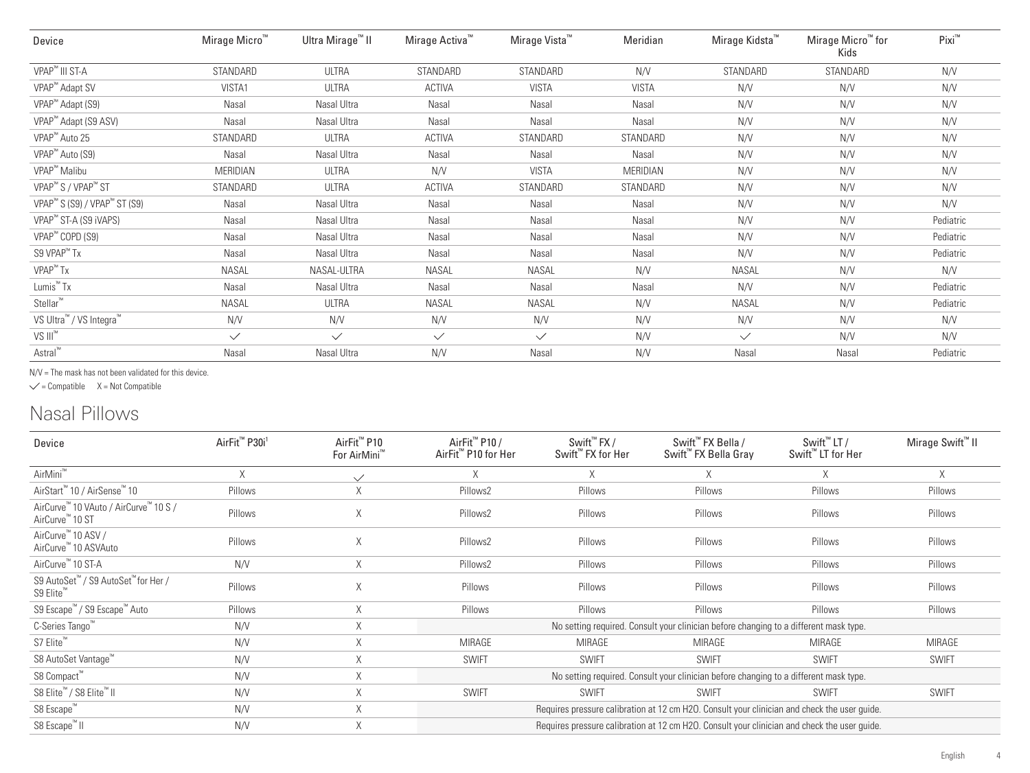| Device | Mirage Micro™ | Ultra Mirage™ II | Mirage Activa™ | Mirage Vista™ | Meridian | Mirage Kidsta™ | Mirage Micro™ for Kids | Pixi™ |
|---|---|---|---|---|---|---|---|---|
| VPAP™ III ST-A | STANDARD | ULTRA | STANDARD | STANDARD | N/V | STANDARD | STANDARD | N/V |
| VPAP™ Adapt SV | VISTA1 | ULTRA | ACTIVA | VISTA | VISTA | N/V | N/V | N/V |
| VPAP™ Adapt (S9) | Nasal | Nasal Ultra | Nasal | Nasal | Nasal | N/V | N/V | N/V |
| VPAP™ Adapt (S9 ASV) | Nasal | Nasal Ultra | Nasal | Nasal | Nasal | N/V | N/V | N/V |
| VPAP™ Auto 25 | STANDARD | ULTRA | ACTIVA | STANDARD | STANDARD | N/V | N/V | N/V |
| VPAP™ Auto (S9) | Nasal | Nasal Ultra | Nasal | Nasal | Nasal | N/V | N/V | N/V |
| VPAP™ Malibu | MERIDIAN | ULTRA | N/V | VISTA | MERIDIAN | N/V | N/V | N/V |
| VPAP™ S / VPAP™ ST | STANDARD | ULTRA | ACTIVA | STANDARD | STANDARD | N/V | N/V | N/V |
| VPAP™ S (S9) / VPAP™ ST (S9) | Nasal | Nasal Ultra | Nasal | Nasal | Nasal | N/V | N/V | N/V |
| VPAP™ ST-A (S9 iVAPS) | Nasal | Nasal Ultra | Nasal | Nasal | Nasal | N/V | N/V | Pediatric |
| VPAP™ COPD (S9) | Nasal | Nasal Ultra | Nasal | Nasal | Nasal | N/V | N/V | Pediatric |
| S9 VPAP™ Tx | Nasal | Nasal Ultra | Nasal | Nasal | Nasal | N/V | N/V | Pediatric |
| VPAP™ Tx | NASAL | NASAL-ULTRA | NASAL | NASAL | N/V | NASAL | N/V | N/V |
| Lumis™ Tx | Nasal | Nasal Ultra | Nasal | Nasal | Nasal | N/V | N/V | Pediatric |
| Stellar™ | NASAL | ULTRA | NASAL | NASAL | N/V | NASAL | N/V | Pediatric |
| VS Ultra™ / VS Integra™ | N/V | N/V | N/V | N/V | N/V | N/V | N/V | N/V |
| VS III™ | ✓ | ✓ | ✓ | ✓ | N/V | ✓ | N/V | N/V |
| Astral™ | Nasal | Nasal Ultra | N/V | Nasal | N/V | Nasal | Nasal | Pediatric |

N/V = The mask has not been validated for this device.

✓ = Compatible X = Not Compatible

## Nasal Pillows

| Device | AirFit™ P30i[1] | AirFit™ P10 For AirMini™ | AirFit™ P10 / AirFit™ P10 for Her | Swift™ FX / Swift™ FX for Her | Swift™ FX Bella / Swift™ FX Bella Gray | Swift™ LT / Swift™ LT for Her | Mirage Swift™ II |
|---|---|---|---|---|---|---|---|
| AirMini™ | X | ✓ | X | X | X | X | X |
| AirStart™ 10 / AirSense™ 10 | Pillows | X | Pillows2 | Pillows | Pillows | Pillows | Pillows |
| AirCurve™ 10 VAuto / AirCurve™ 10 S / AirCurve™ 10 ST | Pillows | X | Pillows2 | Pillows | Pillows | Pillows | Pillows |
| AirCurve™ 10 ASV / AirCurve™ 10 ASVAuto | Pillows | X | Pillows2 | Pillows | Pillows | Pillows | Pillows |
| AirCurve™ 10 ST-A | N/V | X | Pillows2 | Pillows | Pillows | Pillows | Pillows |
| S9 AutoSet™ / S9 AutoSet™ for Her / S9 Elite™ | Pillows | X | Pillows | Pillows | Pillows | Pillows | Pillows |
| S9 Escape™ / S9 Escape™ Auto | Pillows | X | Pillows | Pillows | Pillows | Pillows | Pillows |
| C-Series Tango™ | N/V | X | No setting required. Consult your clinician before changing to a different mask type. | | | | |
| S7 Elite™ | N/V | X | MIRAGE | MIRAGE | MIRAGE | MIRAGE | MIRAGE |
| S8 AutoSet Vantage™ | N/V | X | SWIFT | SWIFT | SWIFT | SWIFT | SWIFT |
| S8 Compact™ | N/V | X | No setting required. Consult your clinician before changing to a different mask type. | | | | |
| S8 Elite™ / S8 Elite™ II | N/V | X | SWIFT | SWIFT | SWIFT | SWIFT | SWIFT |
| S8 Escape™ | N/V | X | Requires pressure calibration at 12 cm H2O. Consult your clinician and check the user guide. | | | | |
| S8 Escape™ II | N/V | X | Requires pressure calibration at 12 cm H2O. Consult your clinician and check the user guide. | | | | |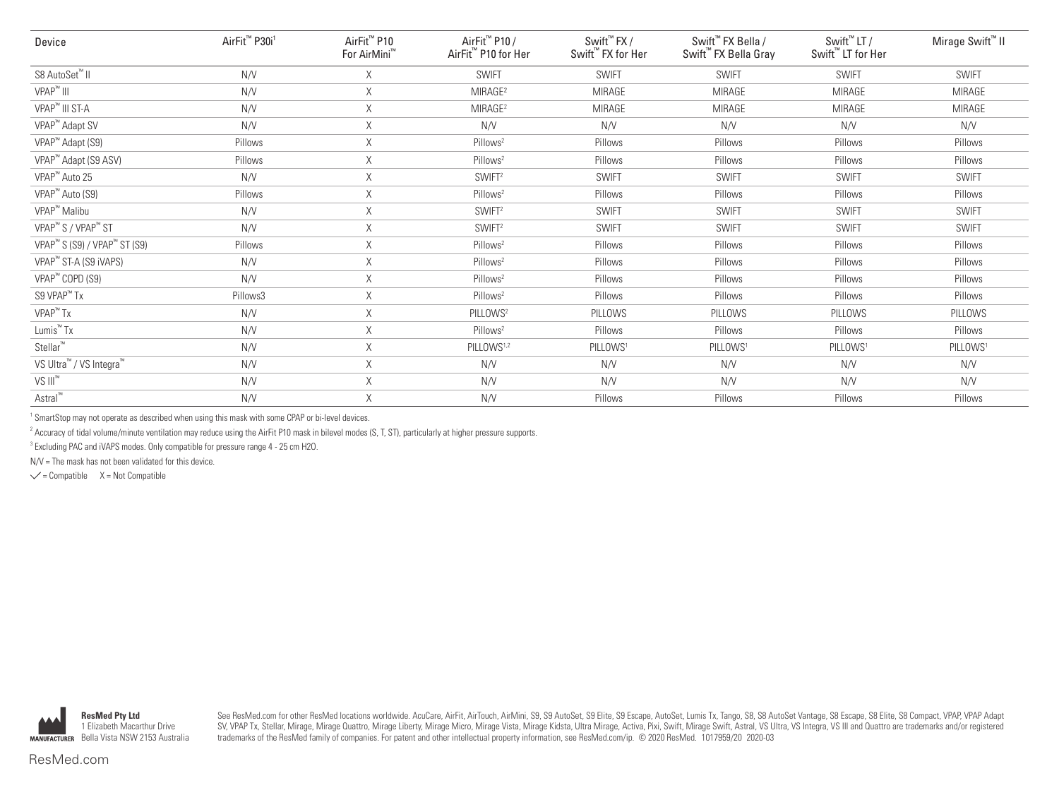| Device | AirFit™ P30i[1] | AirFit™ P10 For AirMini™ | AirFit™ P10 / AirFit™ P10 for Her | Swift™ FX / Swift™ FX for Her | Swift™ FX Bella / Swift™ FX Bella Gray | Swift™ LT / Swift™ LT for Her | Mirage Swift™ II |
|---|---|---|---|---|---|---|---|
| S8 AutoSet™ II | N/V | X | SWIFT | SWIFT | SWIFT | SWIFT | SWIFT |
| VPAP™ III | N/V | X | MIRAGE[2] | MIRAGE | MIRAGE | MIRAGE | MIRAGE |
| VPAP™ III ST-A | N/V | X | MIRAGE[2] | MIRAGE | MIRAGE | MIRAGE | MIRAGE |
| VPAP™ Adapt SV | N/V | X | N/V | N/V | N/V | N/V | N/V |
| VPAP™ Adapt (S9) | Pillows | X | Pillows[2] | Pillows | Pillows | Pillows | Pillows |
| VPAP™ Adapt (S9 ASV) | Pillows | X | Pillows[2] | Pillows | Pillows | Pillows | Pillows |
| VPAP™ Auto 25 | N/V | X | SWIFT[2] | SWIFT | SWIFT | SWIFT | SWIFT |
| VPAP™ Auto (S9) | Pillows | X | Pillows[2] | Pillows | Pillows | Pillows | Pillows |
| VPAP™ Malibu | N/V | X | SWIFT[2] | SWIFT | SWIFT | SWIFT | SWIFT |
| VPAP™ S / VPAP™ ST | N/V | X | SWIFT[2] | SWIFT | SWIFT | SWIFT | SWIFT |
| VPAP™ S (S9) / VPAP™ ST (S9) | Pillows | X | Pillows[2] | Pillows | Pillows | Pillows | Pillows |
| VPAP™ ST-A (S9 iVAPS) | N/V | X | Pillows[2] | Pillows | Pillows | Pillows | Pillows |
| VPAP™ COPD (S9) | N/V | X | Pillows[2] | Pillows | Pillows | Pillows | Pillows |
| S9 VPAP™ Tx | Pillows3 | X | Pillows[2] | Pillows | Pillows | Pillows | Pillows |
| VPAP™ Tx | N/V | X | PILLOWS[2] | PILLOWS | PILLOWS | PILLOWS | PILLOWS |
| Lumis™ Tx | N/V | X | Pillows[2] | Pillows | Pillows | Pillows | Pillows |
| Stellar™ | N/V | X | PILLOWS[1,2] | PILLOWS[1] | PILLOWS[1] | PILLOWS[1] | PILLOWS[1] |
| VS Ultra™ / VS Integra™ | N/V | X | N/V | N/V | N/V | N/V | N/V |
| VS III™ | N/V | X | N/V | N/V | N/V | N/V | N/V |
| Astral™ | N/V | X | N/V | Pillows | Pillows | Pillows | Pillows |

[1] SmartStop may not operate as described when using this mask with some CPAP or bi-level devices.

[2] Accuracy of tidal volume/minute ventilation may reduce using the AirFit P10 mask in bilevel modes (S, T, ST), particularly at higher pressure supports.

[3] Excluding PAC and iVAPS modes. Only compatible for pressure range 4 - 25 cm H2O.

N/V = The mask has not been validated for this device.

✓ = Compatible X = Not Compatible

**ResMed Pty Ltd**
1 Elizabeth Macarthur Drive
Bella Vista NSW 2153 Australia

See ResMed.com for other ResMed locations worldwide. AcuCare, AirFit, AirTouch, AirMini, S9, S9 AutoSet, S9 Elite, S9 Escape, AutoSet, Lumis Tx, Tango, S8, S8 AutoSet Vantage, S8 Escape, S8 Elite, S8 Compact, VPAP, VPAP Adapt SV, VPAP Tx, Stellar, Mirage, Mirage Quattro, Mirage Liberty, Mirage Micro, Mirage Vista, Mirage Kidsta, Ultra Mirage, Activa, Pixi, Swift, Mirage Swift, Astral, VS Ultra, VS Integra, VS III and Quattro are trademarks and/or registered trademarks of the ResMed family of companies. For patent and other intellectual property information, see ResMed.com/ip. © 2020 ResMed. 1017959/20 2020-03

ResMed.com